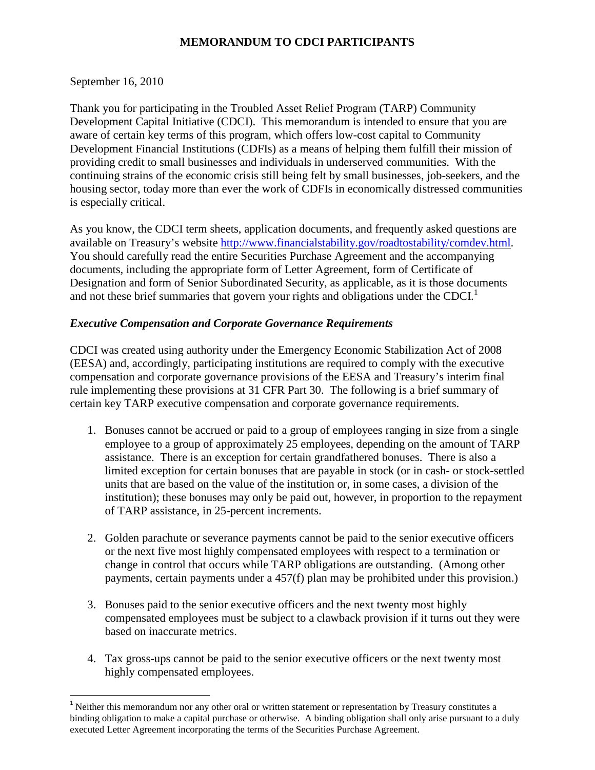# MEMORANDUM TO CDCI PARTICIPANTS

September 16, 2010

Thank you for participating in the Troubled Asset Relief Program (TARP) Community Development Capital Initiative (CDCI). This memorandum is intended to ensure that you are aware of certain key terms of this program, which offers low-cost capital to Community Development Financial Institutions (CDFIs) as a means of helping them fulfill their mission of providing credit to small businesses and individuals in underserved communities. With the continuing strains of the economic crisis still being felt by small businesses, job-seekers, and the housing sector, today more than ever the work of CDFIs in economically distressed communities is especially critical.

As you know, the CDCI term sheets, application documents, and frequently asked questions are available on Treasury's website http://www.financialstability.gov/roadtostability/comdev.html. You should carefully read the entire Securities Purchase Agreement and the accompanying documents, including the appropriate form of Letter Agreement, form of Certificate of Designation and form of Senior Subordinated Security, as applicable, as it is those documents and not these brief summaries that govern your rights and obligations under the CDCI.[1]

### *Executive Compensation and Corporate Governance Requirements*

CDCI was created using authority under the Emergency Economic Stabilization Act of 2008 (EESA) and, accordingly, participating institutions are required to comply with the executive compensation and corporate governance provisions of the EESA and Treasury's interim final rule implementing these provisions at 31 CFR Part 30. The following is a brief summary of certain key TARP executive compensation and corporate governance requirements.

1. Bonuses cannot be accrued or paid to a group of employees ranging in size from a single employee to a group of approximately 25 employees, depending on the amount of TARP assistance. There is an exception for certain grandfathered bonuses. There is also a limited exception for certain bonuses that are payable in stock (or in cash- or stock-settled units that are based on the value of the institution or, in some cases, a division of the institution); these bonuses may only be paid out, however, in proportion to the repayment of TARP assistance, in 25-percent increments.

2. Golden parachute or severance payments cannot be paid to the senior executive officers or the next five most highly compensated employees with respect to a termination or change in control that occurs while TARP obligations are outstanding. (Among other payments, certain payments under a 457(f) plan may be prohibited under this provision.)

3. Bonuses paid to the senior executive officers and the next twenty most highly compensated employees must be subject to a clawback provision if it turns out they were based on inaccurate metrics.

4. Tax gross-ups cannot be paid to the senior executive officers or the next twenty most highly compensated employees.

[1] Neither this memorandum nor any other oral or written statement or representation by Treasury constitutes a binding obligation to make a capital purchase or otherwise. A binding obligation shall only arise pursuant to a duly executed Letter Agreement incorporating the terms of the Securities Purchase Agreement.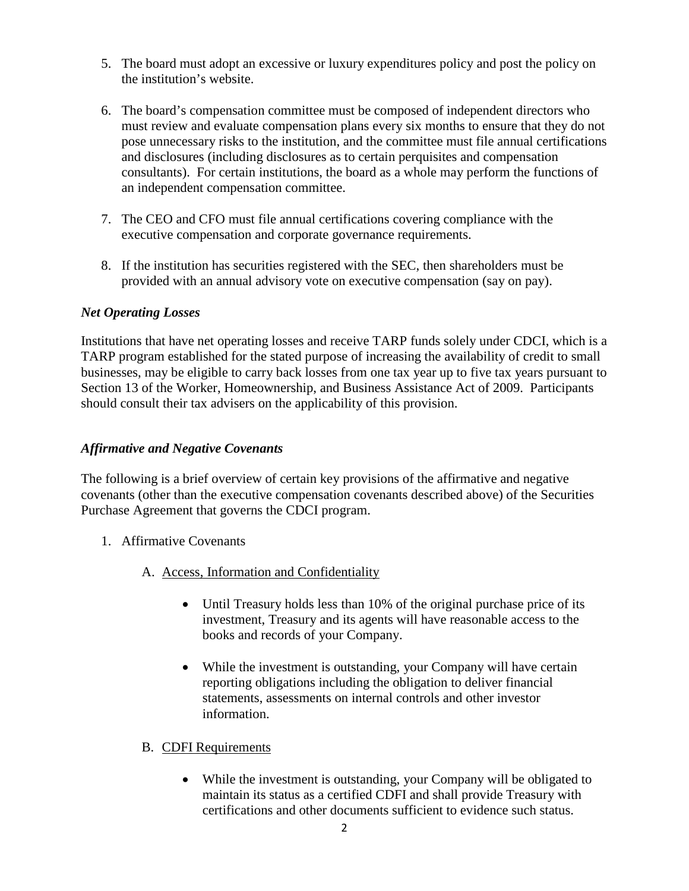5. The board must adopt an excessive or luxury expenditures policy and post the policy on the institution's website.

6. The board's compensation committee must be composed of independent directors who must review and evaluate compensation plans every six months to ensure that they do not pose unnecessary risks to the institution, and the committee must file annual certifications and disclosures (including disclosures as to certain perquisites and compensation consultants). For certain institutions, the board as a whole may perform the functions of an independent compensation committee.

7. The CEO and CFO must file annual certifications covering compliance with the executive compensation and corporate governance requirements.

8. If the institution has securities registered with the SEC, then shareholders must be provided with an annual advisory vote on executive compensation (say on pay).

### *Net Operating Losses*

Institutions that have net operating losses and receive TARP funds solely under CDCI, which is a TARP program established for the stated purpose of increasing the availability of credit to small businesses, may be eligible to carry back losses from one tax year up to five tax years pursuant to Section 13 of the Worker, Homeownership, and Business Assistance Act of 2009. Participants should consult their tax advisers on the applicability of this provision.

### *Affirmative and Negative Covenants*

The following is a brief overview of certain key provisions of the affirmative and negative covenants (other than the executive compensation covenants described above) of the Securities Purchase Agreement that governs the CDCI program.

1. Affirmative Covenants

   A. Access, Information and Confidentiality

      - Until Treasury holds less than 10% of the original purchase price of its investment, Treasury and its agents will have reasonable access to the books and records of your Company.

      - While the investment is outstanding, your Company will have certain reporting obligations including the obligation to deliver financial statements, assessments on internal controls and other investor information.

   B. CDFI Requirements

      - While the investment is outstanding, your Company will be obligated to maintain its status as a certified CDFI and shall provide Treasury with certifications and other documents sufficient to evidence such status.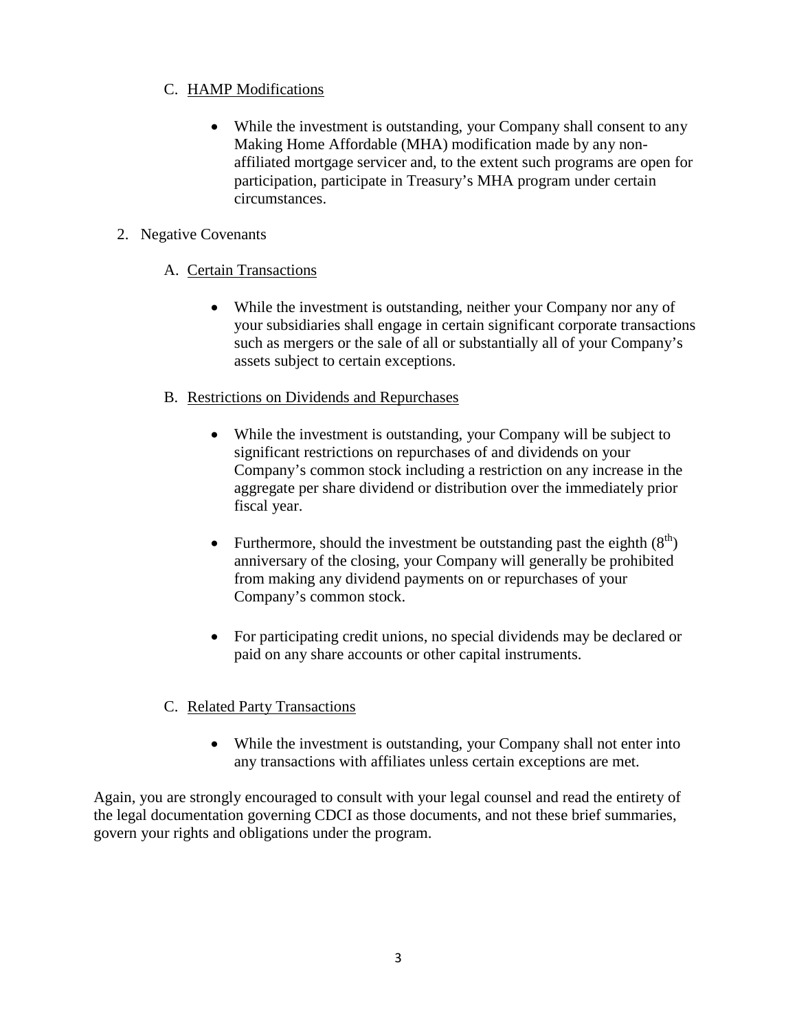C. <u>HAMP Modifications</u>

- While the investment is outstanding, your Company shall consent to any Making Home Affordable (MHA) modification made by any non-affiliated mortgage servicer and, to the extent such programs are open for participation, participate in Treasury's MHA program under certain circumstances.

2. Negative Covenants

A. <u>Certain Transactions</u>

- While the investment is outstanding, neither your Company nor any of your subsidiaries shall engage in certain significant corporate transactions such as mergers or the sale of all or substantially all of your Company's assets subject to certain exceptions.

B. <u>Restrictions on Dividends and Repurchases</u>

- While the investment is outstanding, your Company will be subject to significant restrictions on repurchases of and dividends on your Company's common stock including a restriction on any increase in the aggregate per share dividend or distribution over the immediately prior fiscal year.

- Furthermore, should the investment be outstanding past the eighth (8th) anniversary of the closing, your Company will generally be prohibited from making any dividend payments on or repurchases of your Company's common stock.

- For participating credit unions, no special dividends may be declared or paid on any share accounts or other capital instruments.

C. <u>Related Party Transactions</u>

- While the investment is outstanding, your Company shall not enter into any transactions with affiliates unless certain exceptions are met.

Again, you are strongly encouraged to consult with your legal counsel and read the entirety of the legal documentation governing CDCI as those documents, and not these brief summaries, govern your rights and obligations under the program.